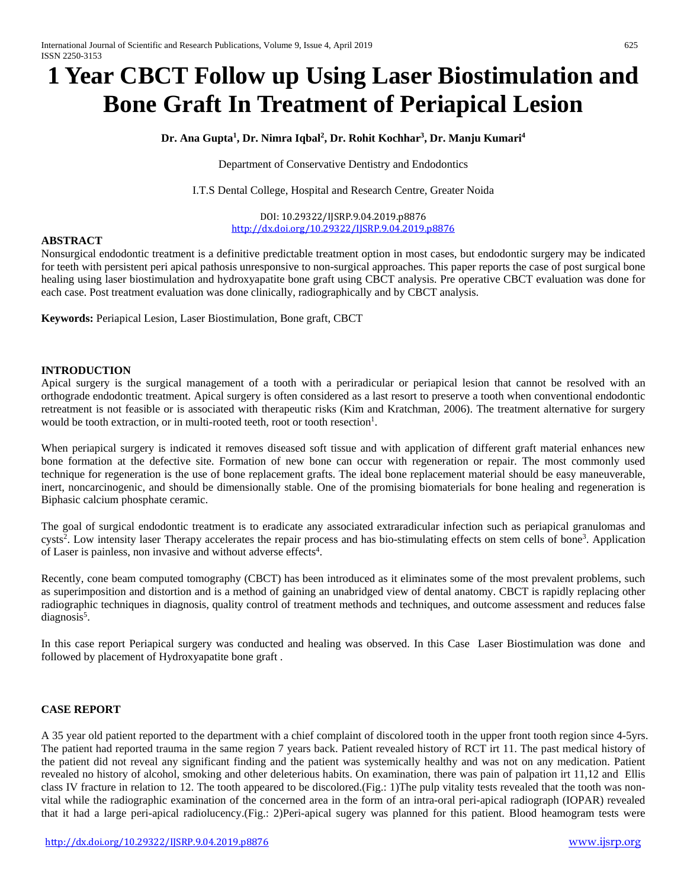# 1 Year CBCT Follow up Using Laser Biostimulation and Bone Graft In Treatment of Periapical Lesion

**Dr. Ana Gupta[1], Dr. Nimra Iqbal[2], Dr. Rohit Kochhar[3], Dr. Manju Kumari[4]**

Department of Conservative Dentistry and Endodontics

I.T.S Dental College, Hospital and Research Centre, Greater Noida

DOI: 10.29322/IJSRP.9.04.2019.p8876
http://dx.doi.org/10.29322/IJSRP.9.04.2019.p8876

## ABSTRACT

Nonsurgical endodontic treatment is a definitive predictable treatment option in most cases, but endodontic surgery may be indicated for teeth with persistent peri apical pathosis unresponsive to non-surgical approaches. This paper reports the case of post surgical bone healing using laser biostimulation and hydroxyapatite bone graft using CBCT analysis. Pre operative CBCT evaluation was done for each case. Post treatment evaluation was done clinically, radiographically and by CBCT analysis.

**Keywords:** Periapical Lesion, Laser Biostimulation, Bone graft, CBCT

## INTRODUCTION

Apical surgery is the surgical management of a tooth with a periradicular or periapical lesion that cannot be resolved with an orthograde endodontic treatment. Apical surgery is often considered as a last resort to preserve a tooth when conventional endodontic retreatment is not feasible or is associated with therapeutic risks (Kim and Kratchman, 2006). The treatment alternative for surgery would be tooth extraction, or in multi-rooted teeth, root or tooth resection[1].

When periapical surgery is indicated it removes diseased soft tissue and with application of different graft material enhances new bone formation at the defective site. Formation of new bone can occur with regeneration or repair. The most commonly used technique for regeneration is the use of bone replacement grafts. The ideal bone replacement material should be easy maneuverable, inert, noncarcinogenic, and should be dimensionally stable. One of the promising biomaterials for bone healing and regeneration is Biphasic calcium phosphate ceramic.

The goal of surgical endodontic treatment is to eradicate any associated extraradicular infection such as periapical granulomas and cysts[2]. Low intensity laser Therapy accelerates the repair process and has bio-stimulating effects on stem cells of bone[3]. Application of Laser is painless, non invasive and without adverse effects[4].

Recently, cone beam computed tomography (CBCT) has been introduced as it eliminates some of the most prevalent problems, such as superimposition and distortion and is a method of gaining an unabridged view of dental anatomy. CBCT is rapidly replacing other radiographic techniques in diagnosis, quality control of treatment methods and techniques, and outcome assessment and reduces false diagnosis[5].

In this case report Periapical surgery was conducted and healing was observed. In this Case Laser Biostimulation was done and followed by placement of Hydroxyapatite bone graft .

## CASE REPORT

A 35 year old patient reported to the department with a chief complaint of discolored tooth in the upper front tooth region since 4-5yrs. The patient had reported trauma in the same region 7 years back. Patient revealed history of RCT irt 11. The past medical history of the patient did not reveal any significant finding and the patient was systemically healthy and was not on any medication. Patient revealed no history of alcohol, smoking and other deleterious habits. On examination, there was pain of palpation irt 11,12 and Ellis class IV fracture in relation to 12. The tooth appeared to be discolored.(Fig.: 1)The pulp vitality tests revealed that the tooth was non-vital while the radiographic examination of the concerned area in the form of an intra-oral peri-apical radiograph (IOPAR) revealed that it had a large peri-apical radiolucency.(Fig.: 2)Peri-apical sugery was planned for this patient. Blood heamogram tests were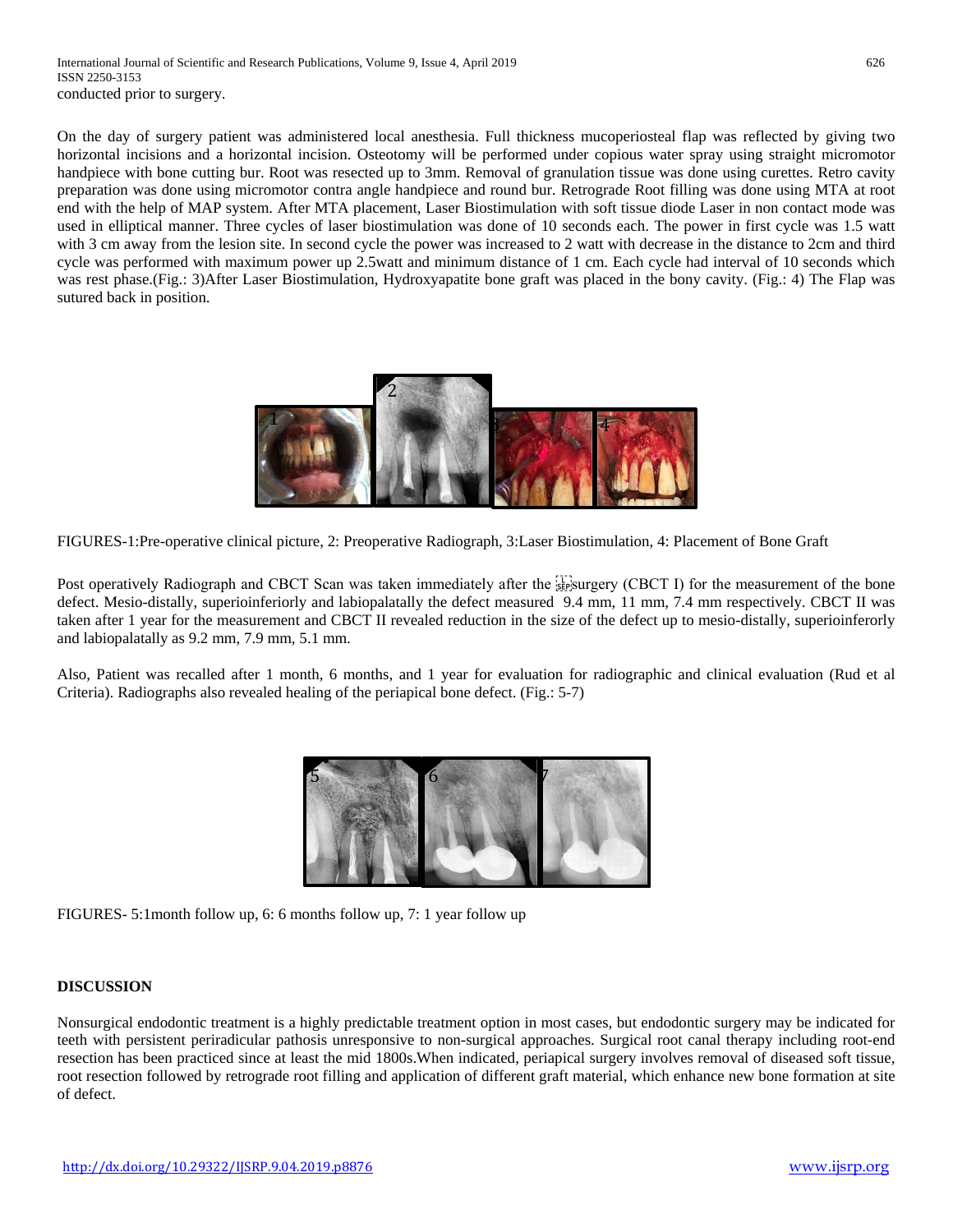conducted prior to surgery.

On the day of surgery patient was administered local anesthesia. Full thickness mucoperiosteal flap was reflected by giving two horizontal incisions and a horizontal incision. Osteotomy will be performed under copious water spray using straight micromotor handpiece with bone cutting bur. Root was resected up to 3mm. Removal of granulation tissue was done using curettes. Retro cavity preparation was done using micromotor contra angle handpiece and round bur. Retrograde Root filling was done using MTA at root end with the help of MAP system. After MTA placement, Laser Biostimulation with soft tissue diode Laser in non contact mode was used in elliptical manner. Three cycles of laser biostimulation was done of 10 seconds each. The power in first cycle was 1.5 watt with 3 cm away from the lesion site. In second cycle the power was increased to 2 watt with decrease in the distance to 2cm and third cycle was performed with maximum power up 2.5watt and minimum distance of 1 cm. Each cycle had interval of 10 seconds which was rest phase.(Fig.: 3)After Laser Biostimulation, Hydroxyapatite bone graft was placed in the bony cavity. (Fig.: 4) The Flap was sutured back in position.

FIGURES-1:Pre-operative clinical picture, 2: Preoperative Radiograph, 3:Laser Biostimulation, 4: Placement of Bone Graft

Post operatively Radiograph and CBCT Scan was taken immediately after the surgery (CBCT I) for the measurement of the bone defect. Mesio-distally, superioinferiorly and labiopalatally the defect measured 9.4 mm, 11 mm, 7.4 mm respectively. CBCT II was taken after 1 year for the measurement and CBCT II revealed reduction in the size of the defect up to mesio-distally, superioinferorly and labiopalatally as 9.2 mm, 7.9 mm, 5.1 mm.

Also, Patient was recalled after 1 month, 6 months, and 1 year for evaluation for radiographic and clinical evaluation (Rud et al Criteria). Radiographs also revealed healing of the periapical bone defect. (Fig.: 5-7)

FIGURES- 5:1month follow up, 6: 6 months follow up, 7: 1 year follow up

## DISCUSSION

Nonsurgical endodontic treatment is a highly predictable treatment option in most cases, but endodontic surgery may be indicated for teeth with persistent periradicular pathosis unresponsive to non-surgical approaches. Surgical root canal therapy including root-end resection has been practiced since at least the mid 1800s.When indicated, periapical surgery involves removal of diseased soft tissue, root resection followed by retrograde root filling and application of different graft material, which enhance new bone formation at site of defect.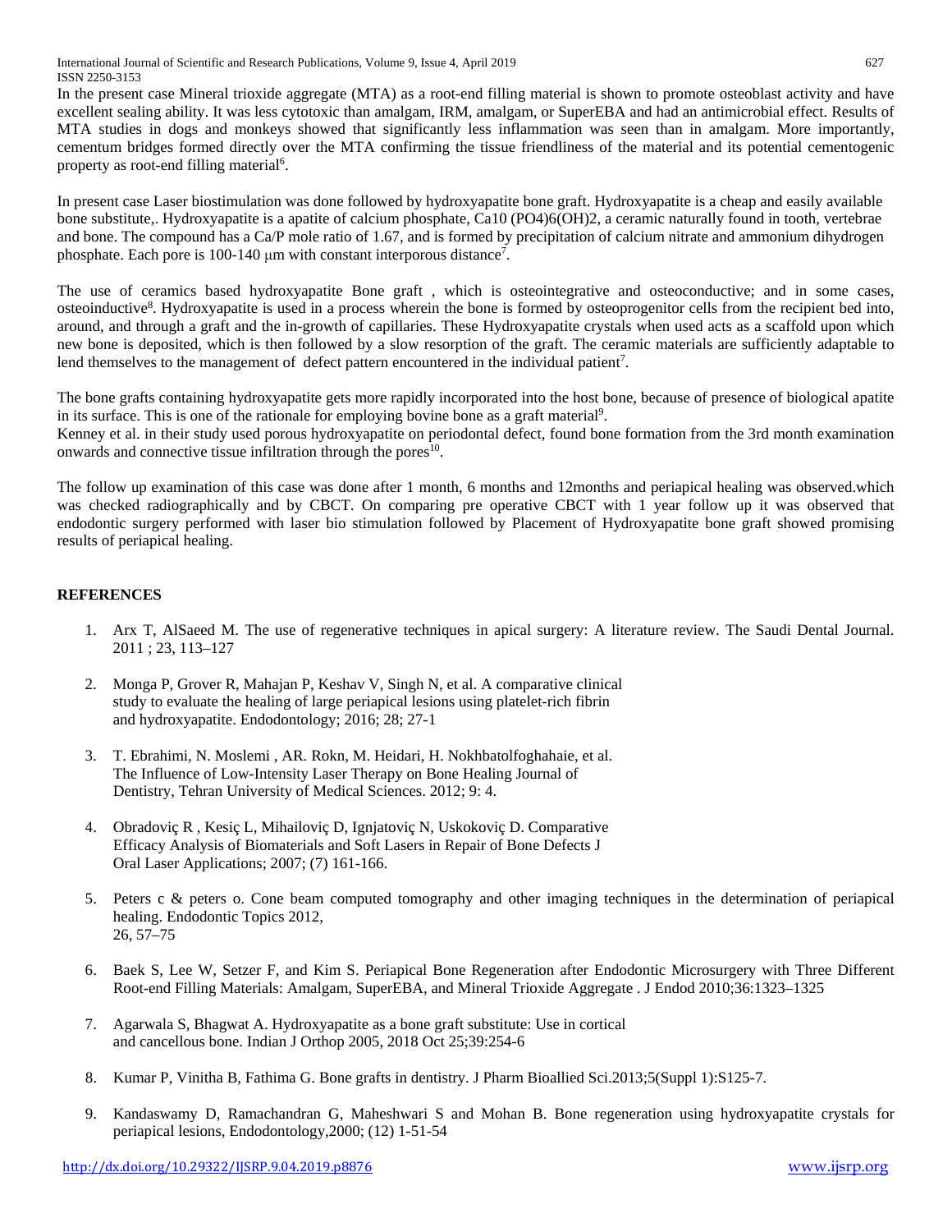In the present case Mineral trioxide aggregate (MTA) as a root-end filling material is shown to promote osteoblast activity and have excellent sealing ability. It was less cytotoxic than amalgam, IRM, amalgam, or SuperEBA and had an antimicrobial effect. Results of MTA studies in dogs and monkeys showed that significantly less inflammation was seen than in amalgam. More importantly, cementum bridges formed directly over the MTA confirming the tissue friendliness of the material and its potential cementogenic property as root-end filling material[6].

In present case Laser biostimulation was done followed by hydroxyapatite bone graft. Hydroxyapatite is a cheap and easily available bone substitute,. Hydroxyapatite is a apatite of calcium phosphate, $Ca_{10} (PO_4)_6(OH)_2$, a ceramic naturally found in tooth, vertebrae and bone. The compound has a Ca/P mole ratio of 1.67, and is formed by precipitation of calcium nitrate and ammonium dihydrogen phosphate. Each pore is 100-140 μm with constant interporous distance[7].

The use of ceramics based hydroxyapatite Bone graft , which is osteointegrative and osteoconductive; and in some cases, osteoinductive[8]. Hydroxyapatite is used in a process wherein the bone is formed by osteoprogenitor cells from the recipient bed into, around, and through a graft and the in-growth of capillaries. These Hydroxyapatite crystals when used acts as a scaffold upon which new bone is deposited, which is then followed by a slow resorption of the graft. The ceramic materials are sufficiently adaptable to lend themselves to the management of defect pattern encountered in the individual patient[7].

The bone grafts containing hydroxyapatite gets more rapidly incorporated into the host bone, because of presence of biological apatite in its surface. This is one of the rationale for employing bovine bone as a graft material[9].
Kenney et al. in their study used porous hydroxyapatite on periodontal defect, found bone formation from the 3rd month examination onwards and connective tissue infiltration through the pores[10].

The follow up examination of this case was done after 1 month, 6 months and 12months and periapical healing was observed.which was checked radiographically and by CBCT. On comparing pre operative CBCT with 1 year follow up it was observed that endodontic surgery performed with laser bio stimulation followed by Placement of Hydroxyapatite bone graft showed promising results of periapical healing.

## REFERENCES

1. Arx T, AlSaeed M. The use of regenerative techniques in apical surgery: A literature review. The Saudi Dental Journal. 2011 ; 23, 113–127
2. Monga P, Grover R, Mahajan P, Keshav V, Singh N, et al. A comparative clinical study to evaluate the healing of large periapical lesions using platelet-rich fibrin and hydroxyapatite. Endodontology; 2016; 28; 27-1
3. T. Ebrahimi, N. Moslemi , AR. Rokn, M. Heidari, H. Nokhbatolfoghahaie, et al. The Influence of Low-Intensity Laser Therapy on Bone Healing Journal of Dentistry, Tehran University of Medical Sciences. 2012; 9: 4.
4. Obradoviç R , Kesiç L, Mihailoviç D, Ignjatoviç N, Uskokoviç D. Comparative Efficacy Analysis of Biomaterials and Soft Lasers in Repair of Bone Defects J Oral Laser Applications; 2007; (7) 161-166.
5. Peters c & peters o. Cone beam computed tomography and other imaging techniques in the determination of periapical healing. Endodontic Topics 2012, 26, 57–75
6. Baek S, Lee W, Setzer F, and Kim S. Periapical Bone Regeneration after Endodontic Microsurgery with Three Different Root-end Filling Materials: Amalgam, SuperEBA, and Mineral Trioxide Aggregate . J Endod 2010;36:1323–1325
7. Agarwala S, Bhagwat A. Hydroxyapatite as a bone graft substitute: Use in cortical and cancellous bone. Indian J Orthop 2005, 2018 Oct 25;39:254-6
8. Kumar P, Vinitha B, Fathima G. Bone grafts in dentistry. J Pharm Bioallied Sci.2013;5(Suppl 1):S125-7.
9. Kandaswamy D, Ramachandran G, Maheshwari S and Mohan B. Bone regeneration using hydroxyapatite crystals for periapical lesions, Endodontology,2000; (12) 1-51-54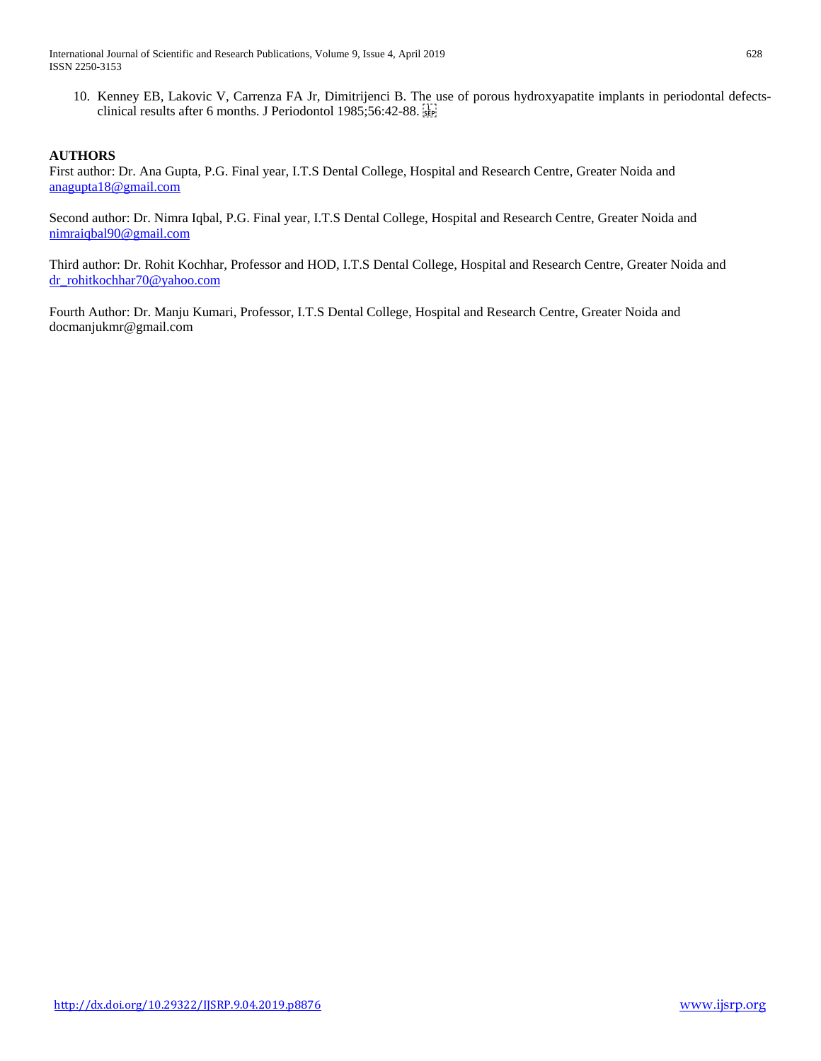10. Kenney EB, Lakovic V, Carrenza FA Jr, Dimitrijenci B. The use of porous hydroxyapatite implants in periodontal defects-clinical results after 6 months. J Periodontol 1985;56:42-88.

**AUTHORS**

First author: Dr. Ana Gupta, P.G. Final year, I.T.S Dental College, Hospital and Research Centre, Greater Noida and anagupta18@gmail.com

Second author: Dr. Nimra Iqbal, P.G. Final year, I.T.S Dental College, Hospital and Research Centre, Greater Noida and nimraiqbal90@gmail.com

Third author: Dr. Rohit Kochhar, Professor and HOD, I.T.S Dental College, Hospital and Research Centre, Greater Noida and dr_rohitkochhar70@yahoo.com

Fourth Author: Dr. Manju Kumari, Professor, I.T.S Dental College, Hospital and Research Centre, Greater Noida and docmanjukmr@gmail.com